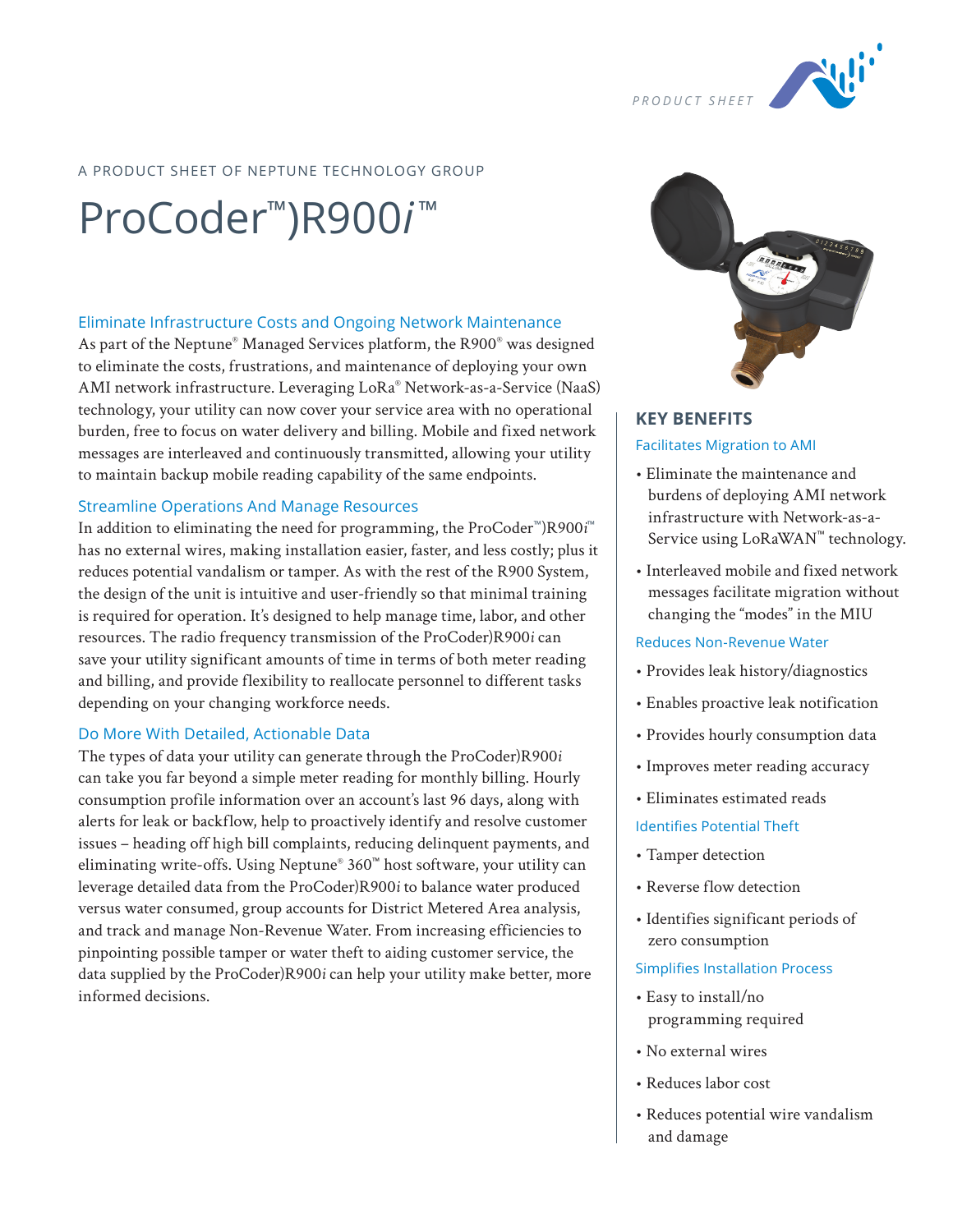A PRODUCT SHEET OF NEPTUNE TECHNOLOGY GROUP

# ProCoder™)R900*i*™

## Eliminate Infrastructure Costs and Ongoing Network Maintenance

As part of the Neptune® Managed Services platform, the R900® was designed to eliminate the costs, frustrations, and maintenance of deploying your own AMI network infrastructure. Leveraging LoRa® Network-as-a-Service (NaaS) technology, your utility can now cover your service area with no operational burden, free to focus on water delivery and billing. Mobile and fixed network messages are interleaved and continuously transmitted, allowing your utility to maintain backup mobile reading capability of the same endpoints.

## Streamline Operations And Manage Resources

In addition to eliminating the need for programming, the ProCoder™)R900*i*™ has no external wires, making installation easier, faster, and less costly; plus it reduces potential vandalism or tamper. As with the rest of the R900 System, the design of the unit is intuitive and user-friendly so that minimal training is required for operation. It's designed to help manage time, labor, and other resources. The radio frequency transmission of the ProCoder)R900*i* can save your utility significant amounts of time in terms of both meter reading and billing, and provide flexibility to reallocate personnel to different tasks depending on your changing workforce needs.

## Do More With Detailed, Actionable Data

The types of data your utility can generate through the ProCoder)R900*i* can take you far beyond a simple meter reading for monthly billing. Hourly consumption profile information over an account's last 96 days, along with alerts for leak or backflow, help to proactively identify and resolve customer issues – heading off high bill complaints, reducing delinquent payments, and eliminating write-offs. Using Neptune® 360™ host software, your utility can leverage detailed data from the ProCoder)R900*i* to balance water produced versus water consumed, group accounts for District Metered Area analysis, and track and manage Non-Revenue Water. From increasing efficiencies to pinpointing possible tamper or water theft to aiding customer service, the data supplied by the ProCoder)R900*i* can help your utility make better, more informed decisions.

## KEY BENEFITS

### Facilitates Migration to AMI

- Eliminate the maintenance and burdens of deploying AMI network infrastructure with Network-as-a-Service using LoRaWAN™ technology.
- Interleaved mobile and fixed network messages facilitate migration without changing the "modes" in the MIU

### Reduces Non-Revenue Water

- Provides leak history/diagnostics
- Enables proactive leak notification
- Provides hourly consumption data
- Improves meter reading accuracy
- Eliminates estimated reads

### Identifies Potential Theft

- Tamper detection
- Reverse flow detection
- Identifies significant periods of zero consumption

### Simplifies Installation Process

- Easy to install/no programming required
- No external wires
- Reduces labor cost
- Reduces potential wire vandalism and damage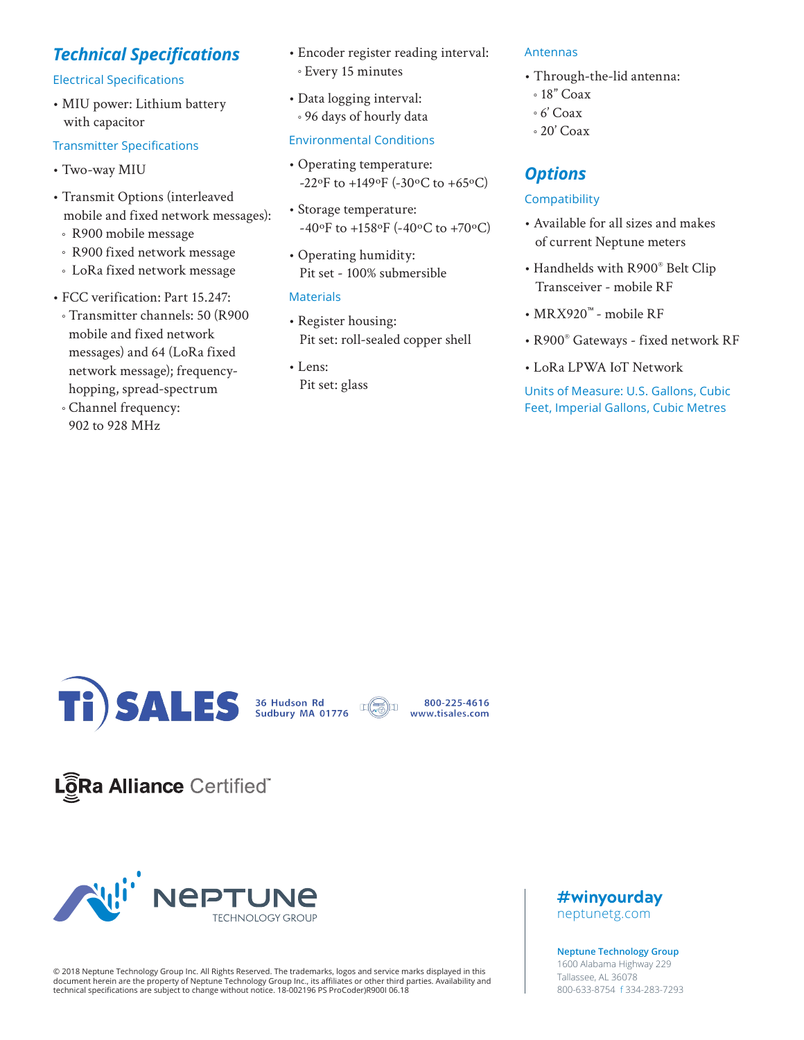## *Technical Specifications*

### Electrical Specifications

- MIU power: Lithium battery with capacitor

### Transmitter Specifications

- Two-way MIU
- Transmit Options (interleaved mobile and fixed network messages):
  - R900 mobile message
  - R900 fixed network message
  - LoRa fixed network message
- FCC verification: Part 15.247:
  - Transmitter channels: 50 (R900 mobile and fixed network messages) and 64 (LoRa fixed network message); frequency-hopping, spread-spectrum
  - Channel frequency: 902 to 928 MHz
- Encoder register reading interval:
  - Every 15 minutes
- Data logging interval:
  - 96 days of hourly data

### Environmental Conditions

- Operating temperature: -22ºF to +149ºF (-30ºC to +65ºC)
- Storage temperature: -40ºF to +158ºF (-40ºC to +70ºC)
- Operating humidity: Pit set - 100% submersible

### Materials

- Register housing: Pit set: roll-sealed copper shell
- Lens: Pit set: glass

### Antennas

- Through-the-lid antenna:
  - 18" Coax
  - 6' Coax
  - 20' Coax

## *Options*

### Compatibility

- Available for all sizes and makes of current Neptune meters
- Handhelds with R900® Belt Clip Transceiver - mobile RF
- MRX920™ - mobile RF
- R900® Gateways - fixed network RF
- LoRa LPWA IoT Network

### Units of Measure: U.S. Gallons, Cubic Feet, Imperial Gallons, Cubic Metres

Ti SALES
36 Hudson Rd
Sudbury MA 01776
800-225-4616
www.tisales.com

LoRa Alliance Certified™

NEPTUNE TECHNOLOGY GROUP

#winyourday
neptunetg.com

**Neptune Technology Group**
1600 Alabama Highway 229
Tallassee, AL 36078
800-633-8754 f 334-283-7293

© 2018 Neptune Technology Group Inc. All Rights Reserved. The trademarks, logos and service marks displayed in this document herein are the property of Neptune Technology Group Inc., its affiliates or other third parties. Availability and technical specifications are subject to change without notice. 18-002196 PS ProCoder)R900I 06.18